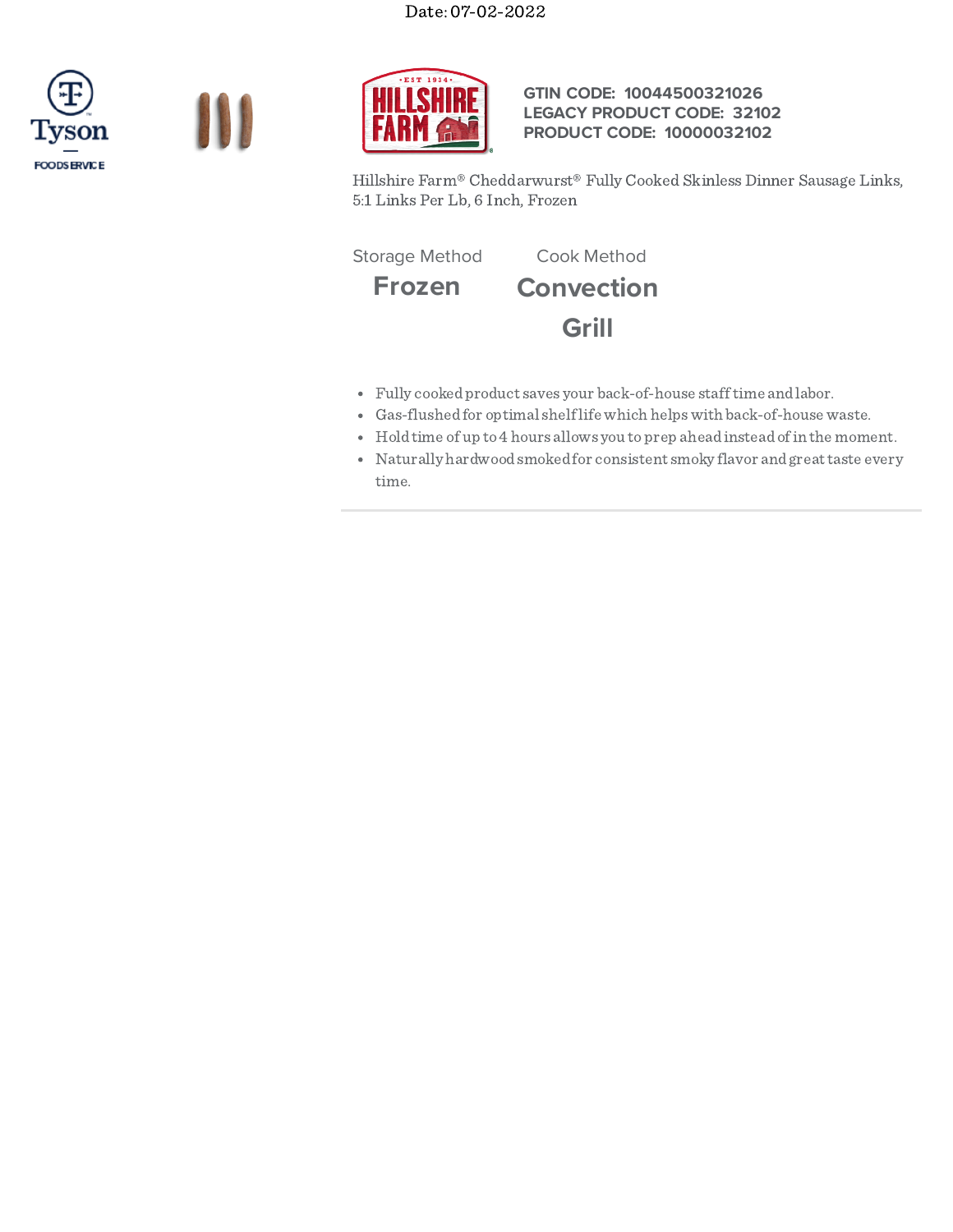Date: 07-02-2022

**GTIN CODE: 10044500321026**
**LEGACY PRODUCT CODE: 32102**
**PRODUCT CODE: 10000032102**

Hillshire Farm® Cheddarwurst® Fully Cooked Skinless Dinner Sausage Links, 5:1 Links Per Lb, 6 Inch, Frozen

| Storage Method | Cook Method |
| --- | --- |
| **Frozen** | **Convection** |
| | **Grill** |

- Fully cooked product saves your back-of-house staff time and labor.
- Gas-flushed for optimal shelf life which helps with back-of-house waste.
- Hold time of up to 4 hours allows you to prep ahead instead of in the moment.
- Naturally hardwood smoked for consistent smoky flavor and great taste every time.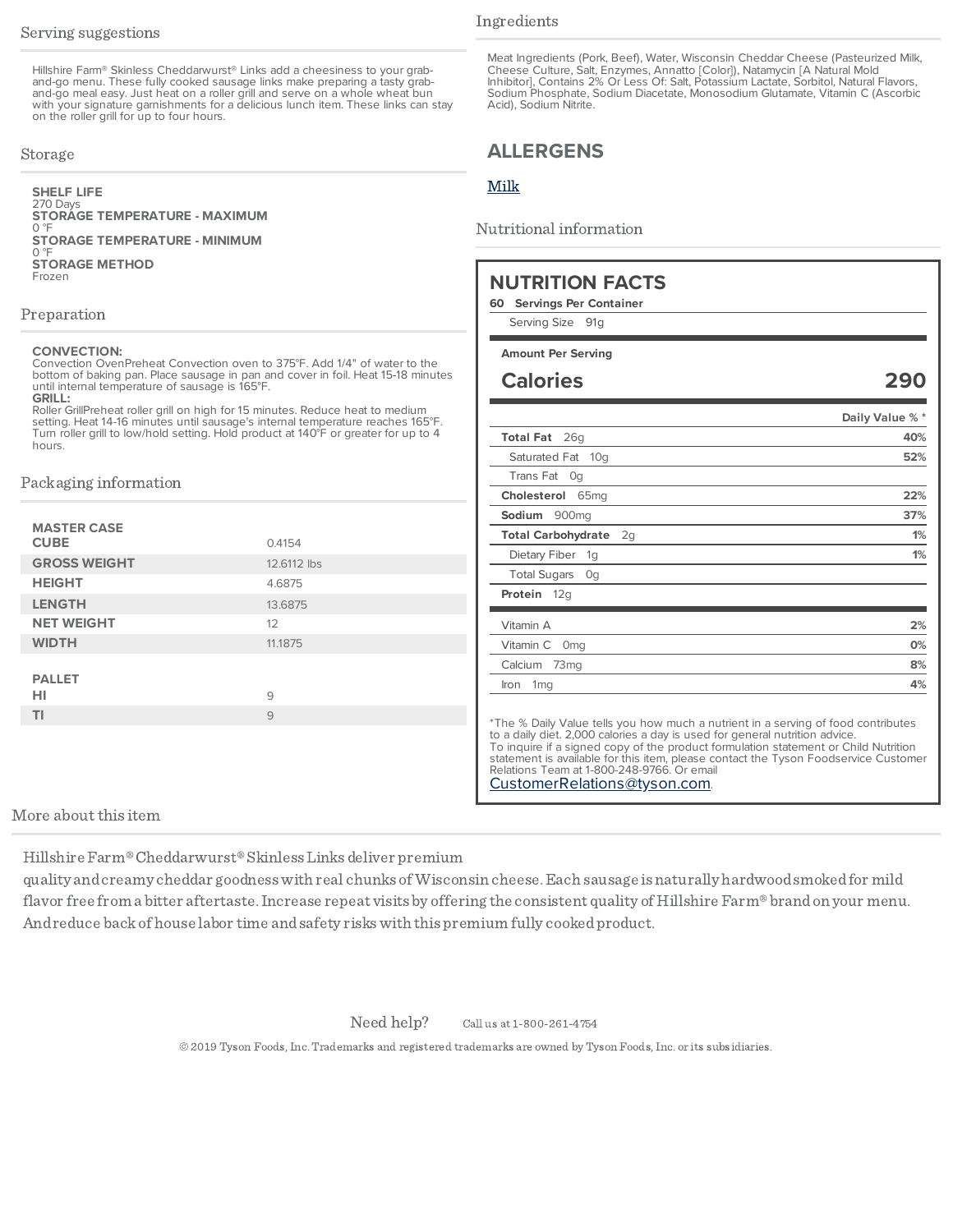## Serving suggestions

Hillshire Farm® Skinless Cheddarwurst® Links add a cheesiness to your grab-and-go menu. These fully cooked sausage links make preparing a tasty grab-and-go meal easy. Just heat on a roller grill and serve on a whole wheat bun with your signature garnishments for a delicious lunch item. These links can stay on the roller grill for up to four hours.

## Storage

**SHELF LIFE**
270 Days
**STORAGE TEMPERATURE - MAXIMUM**
0 °F
**STORAGE TEMPERATURE - MINIMUM**
0 °F
**STORAGE METHOD**
Frozen

## Preparation

**CONVECTION:**
Convection OvenPreheat Convection oven to 375°F. Add 1/4" of water to the bottom of baking pan. Place sausage in pan and cover in foil. Heat 15-18 minutes until internal temperature of sausage is 165°F.
**GRILL:**
Roller GrillPreheat roller grill on high for 15 minutes. Reduce heat to medium setting. Heat 14-16 minutes until sausage's internal temperature reaches 165°F. Turn roller grill to low/hold setting. Hold product at 140°F or greater for up to 4 hours.

## Packaging information

| MASTER CASE | |
|---|---|
| CUBE | 0.4154 |
| GROSS WEIGHT | 12.6112 lbs |
| HEIGHT | 4.6875 |
| LENGTH | 13.6875 |
| NET WEIGHT | 12 |
| WIDTH | 11.1875 |

| PALLET | |
|---|---|
| HI | 9 |
| TI | 9 |

## Ingredients

Meat Ingredients (Pork, Beef), Water, Wisconsin Cheddar Cheese (Pasteurized Milk, Cheese Culture, Salt, Enzymes, Annatto [Color]), Natamycin [A Natural Mold Inhibitor], Contains 2% Or Less Of: Salt, Potassium Lactate, Sorbitol, Natural Flavors, Sodium Phosphate, Sodium Diacetate, Monosodium Glutamate, Vitamin C (Ascorbic Acid), Sodium Nitrite.

## ALLERGENS

Milk

## Nutritional information

### NUTRITION FACTS

**60 Servings Per Container**
Serving Size 91g

**Amount Per Serving**

| | |
|---|---|
| **Calories** | **290** |
| | **Daily Value % \*** |
| **Total Fat** 26g | **40%** |
| Saturated Fat 10g | **52%** |
| Trans Fat 0g | |
| **Cholesterol** 65mg | **22%** |
| **Sodium** 900mg | **37%** |
| **Total Carbohydrate** 2g | **1%** |
| Dietary Fiber 1g | **1%** |
| Total Sugars 0g | |
| **Protein** 12g | |
| Vitamin A | **2%** |
| Vitamin C 0mg | **0%** |
| Calcium 73mg | **8%** |
| Iron 1mg | **4%** |

*The % Daily Value tells you how much a nutrient in a serving of food contributes to a daily diet. 2,000 calories a day is used for general nutrition advice.
To inquire if a signed copy of the product formulation statement or Child Nutrition statement is available for this item, please contact the Tyson Foodservice Customer Relations Team at 1-800-248-9766. Or email CustomerRelations@tyson.com.

## More about this item

Hillshire Farm® Cheddarwurst® Skinless Links deliver premium quality and creamy cheddar goodness with real chunks of Wisconsin cheese. Each sausage is naturally hardwood smoked for mild flavor free from a bitter aftertaste. Increase repeat visits by offering the consistent quality of Hillshire Farm® brand on your menu. And reduce back of house labor time and safety risks with this premium fully cooked product.

Need help? Call us at 1-800-261-4754

© 2019 Tyson Foods, Inc. Trademarks and registered trademarks are owned by Tyson Foods, Inc. or its subsidiaries.